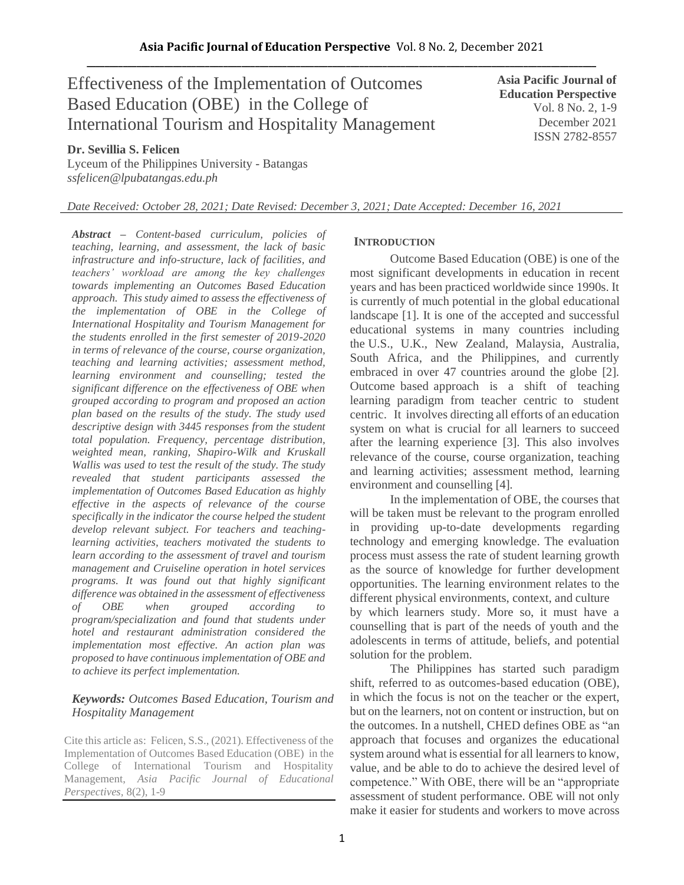# Effectiveness of the Implementation of Outcomes Based Education (OBE) in the College of International Tourism and Hospitality Management

**Asia Pacific Journal of Education Perspective**
Vol. 8 No. 2, 1-9
December 2021
ISSN 2782-8557

**Dr. Sevillia S. Felicen**
Lyceum of the Philippines University - Batangas
*ssfelicen@lpubatangas.edu.ph*

*Date Received: October 28, 2021; Date Revised: December 3, 2021; Date Accepted: December 16, 2021*

***Abstract*** *– Content-based curriculum, policies of teaching, learning, and assessment, the lack of basic infrastructure and info-structure, lack of facilities, and teachers' workload are among the key challenges towards implementing an Outcomes Based Education approach. This study aimed to assess the effectiveness of the implementation of OBE in the College of International Hospitality and Tourism Management for the students enrolled in the first semester of 2019-2020 in terms of relevance of the course, course organization, teaching and learning activities; assessment method, learning environment and counselling; tested the significant difference on the effectiveness of OBE when grouped according to program and proposed an action plan based on the results of the study. The study used descriptive design with 3445 responses from the student total population. Frequency, percentage distribution, weighted mean, ranking, Shapiro-Wilk and Kruskall Wallis was used to test the result of the study. The study revealed that student participants assessed the implementation of Outcomes Based Education as highly effective in the aspects of relevance of the course specifically in the indicator the course helped the student develop relevant subject. For teachers and teaching-learning activities, teachers motivated the students to learn according to the assessment of travel and tourism management and Cruiseline operation in hotel services programs. It was found out that highly significant difference was obtained in the assessment of effectiveness of OBE when grouped according to program/specialization and found that students under hotel and restaurant administration considered the implementation most effective. An action plan was proposed to have continuous implementation of OBE and to achieve its perfect implementation.*

***Keywords:*** *Outcomes Based Education, Tourism and Hospitality Management*

Cite this article as: Felicen, S.S., (2021). Effectiveness of the Implementation of Outcomes Based Education (OBE) in the College of International Tourism and Hospitality Management, *Asia Pacific Journal of Educational Perspectives*, 8(2), 1-9

## INTRODUCTION

Outcome Based Education (OBE) is one of the most significant developments in education in recent years and has been practiced worldwide since 1990s. It is currently of much potential in the global educational landscape [1]. It is one of the accepted and successful educational systems in many countries including the U.S., U.K., New Zealand, Malaysia, Australia, South Africa, and the Philippines, and currently embraced in over 47 countries around the globe [2]. Outcome based approach is a shift of teaching learning paradigm from teacher centric to student centric. It involves directing all efforts of an education system on what is crucial for all learners to succeed after the learning experience [3]. This also involves relevance of the course, course organization, teaching and learning activities; assessment method, learning environment and counselling [4].

In the implementation of OBE, the courses that will be taken must be relevant to the program enrolled in providing up-to-date developments regarding technology and emerging knowledge. The evaluation process must assess the rate of student learning growth as the source of knowledge for further development opportunities. The learning environment relates to the different physical environments, context, and culture by which learners study. More so, it must have a counselling that is part of the needs of youth and the adolescents in terms of attitude, beliefs, and potential solution for the problem.

The Philippines has started such paradigm shift, referred to as outcomes-based education (OBE), in which the focus is not on the teacher or the expert, but on the learners, not on content or instruction, but on the outcomes. In a nutshell, CHED defines OBE as "an approach that focuses and organizes the educational system around what is essential for all learners to know, value, and be able to do to achieve the desired level of competence." With OBE, there will be an "appropriate assessment of student performance. OBE will not only make it easier for students and workers to move across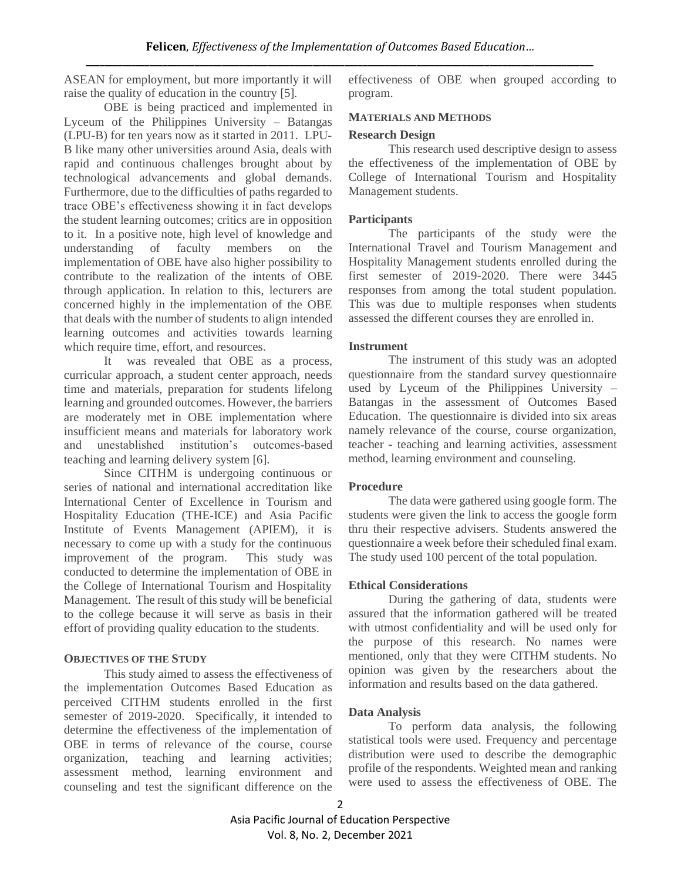ASEAN for employment, but more importantly it will raise the quality of education in the country [5].

OBE is being practiced and implemented in Lyceum of the Philippines University – Batangas (LPU-B) for ten years now as it started in 2011. LPU-B like many other universities around Asia, deals with rapid and continuous challenges brought about by technological advancements and global demands. Furthermore, due to the difficulties of paths regarded to trace OBE's effectiveness showing it in fact develops the student learning outcomes; critics are in opposition to it. In a positive note, high level of knowledge and understanding of faculty members on the implementation of OBE have also higher possibility to contribute to the realization of the intents of OBE through application. In relation to this, lecturers are concerned highly in the implementation of the OBE that deals with the number of students to align intended learning outcomes and activities towards learning which require time, effort, and resources.

It was revealed that OBE as a process, curricular approach, a student center approach, needs time and materials, preparation for students lifelong learning and grounded outcomes. However, the barriers are moderately met in OBE implementation where insufficient means and materials for laboratory work and unestablished institution's outcomes-based teaching and learning delivery system [6].

Since CITHM is undergoing continuous or series of national and international accreditation like International Center of Excellence in Tourism and Hospitality Education (THE-ICE) and Asia Pacific Institute of Events Management (APIEM), it is necessary to come up with a study for the continuous improvement of the program. This study was conducted to determine the implementation of OBE in the College of International Tourism and Hospitality Management. The result of this study will be beneficial to the college because it will serve as basis in their effort of providing quality education to the students.

## OBJECTIVES OF THE STUDY

This study aimed to assess the effectiveness of the implementation Outcomes Based Education as perceived CITHM students enrolled in the first semester of 2019-2020. Specifically, it intended to determine the effectiveness of the implementation of OBE in terms of relevance of the course, course organization, teaching and learning activities; assessment method, learning environment and counseling and test the significant difference on the effectiveness of OBE when grouped according to program.

## MATERIALS AND METHODS

### Research Design

This research used descriptive design to assess the effectiveness of the implementation of OBE by College of International Tourism and Hospitality Management students.

### Participants

The participants of the study were the International Travel and Tourism Management and Hospitality Management students enrolled during the first semester of 2019-2020. There were 3445 responses from among the total student population. This was due to multiple responses when students assessed the different courses they are enrolled in.

### Instrument

The instrument of this study was an adopted questionnaire from the standard survey questionnaire used by Lyceum of the Philippines University – Batangas in the assessment of Outcomes Based Education. The questionnaire is divided into six areas namely relevance of the course, course organization, teacher - teaching and learning activities, assessment method, learning environment and counseling.

### Procedure

The data were gathered using google form. The students were given the link to access the google form thru their respective advisers. Students answered the questionnaire a week before their scheduled final exam. The study used 100 percent of the total population.

### Ethical Considerations

During the gathering of data, students were assured that the information gathered will be treated with utmost confidentiality and will be used only for the purpose of this research. No names were mentioned, only that they were CITHM students. No opinion was given by the researchers about the information and results based on the data gathered.

### Data Analysis

To perform data analysis, the following statistical tools were used. Frequency and percentage distribution were used to describe the demographic profile of the respondents. Weighted mean and ranking were used to assess the effectiveness of OBE. The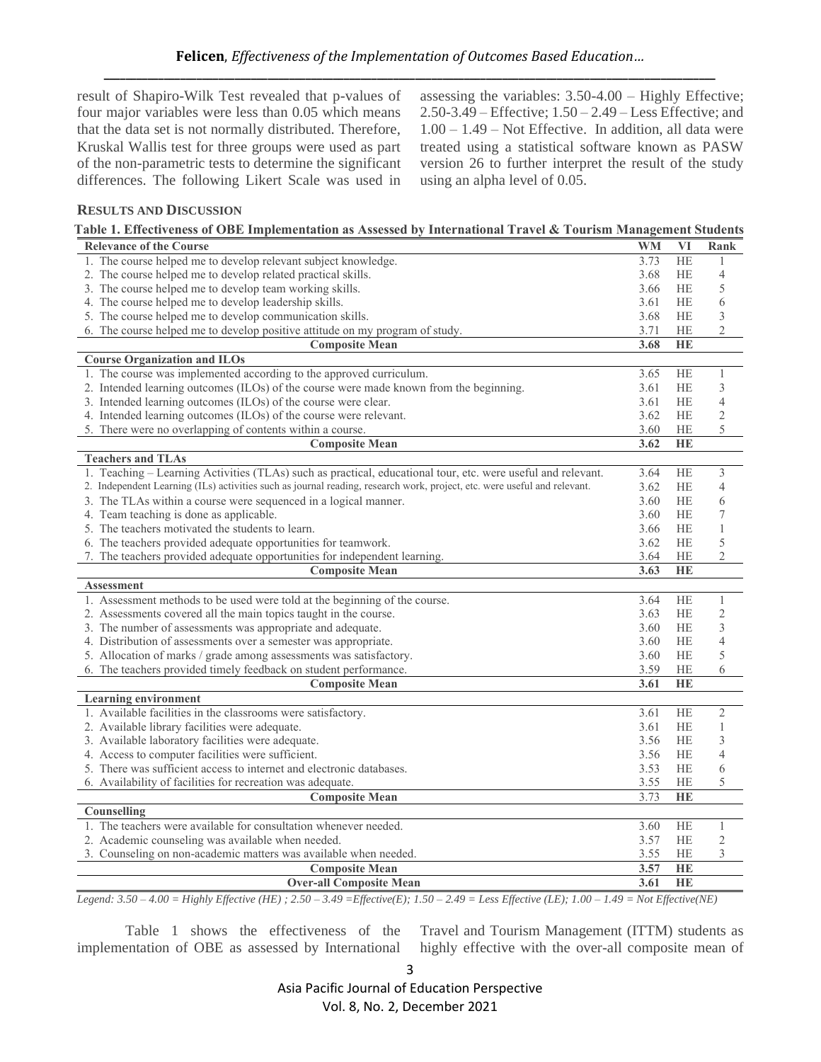result of Shapiro-Wilk Test revealed that p-values of four major variables were less than 0.05 which means that the data set is not normally distributed. Therefore, Kruskal Wallis test for three groups were used as part of the non-parametric tests to determine the significant differences. The following Likert Scale was used in assessing the variables: 3.50-4.00 – Highly Effective; 2.50-3.49 – Effective; 1.50 – 2.49 – Less Effective; and 1.00 – 1.49 – Not Effective. In addition, all data were treated using a statistical software known as PASW version 26 to further interpret the result of the study using an alpha level of 0.05.

## RESULTS AND DISCUSSION

**Table 1. Effectiveness of OBE Implementation as Assessed by International Travel & Tourism Management Students**

| Relevance of the Course | WM | VI | Rank |
|---|---|---|---|
| 1. The course helped me to develop relevant subject knowledge. | 3.73 | HE | 1 |
| 2. The course helped me to develop related practical skills. | 3.68 | HE | 4 |
| 3. The course helped me to develop team working skills. | 3.66 | HE | 5 |
| 4. The course helped me to develop leadership skills. | 3.61 | HE | 6 |
| 5. The course helped me to develop communication skills. | 3.68 | HE | 3 |
| 6. The course helped me to develop positive attitude on my program of study. | 3.71 | HE | 2 |
| **Composite Mean** | **3.68** | **HE** | |
| **Course Organization and ILOs** | | | |
| 1. The course was implemented according to the approved curriculum. | 3.65 | HE | 1 |
| 2. Intended learning outcomes (ILOs) of the course were made known from the beginning. | 3.61 | HE | 3 |
| 3. Intended learning outcomes (ILOs) of the course were clear. | 3.61 | HE | 4 |
| 4. Intended learning outcomes (ILOs) of the course were relevant. | 3.62 | HE | 2 |
| 5. There were no overlapping of contents within a course. | 3.60 | HE | 5 |
| **Composite Mean** | **3.62** | **HE** | |
| **Teachers and TLAs** | | | |
| 1. Teaching – Learning Activities (TLAs) such as practical, educational tour, etc. were useful and relevant. | 3.64 | HE | 3 |
| 2. Independent Learning (ILs) activities such as journal reading, research work, project, etc. were useful and relevant. | 3.62 | HE | 4 |
| 3. The TLAs within a course were sequenced in a logical manner. | 3.60 | HE | 6 |
| 4. Team teaching is done as applicable. | 3.60 | HE | 7 |
| 5. The teachers motivated the students to learn. | 3.66 | HE | 1 |
| 6. The teachers provided adequate opportunities for teamwork. | 3.62 | HE | 5 |
| 7. The teachers provided adequate opportunities for independent learning. | 3.64 | HE | 2 |
| **Composite Mean** | **3.63** | **HE** | |
| **Assessment** | | | |
| 1. Assessment methods to be used were told at the beginning of the course. | 3.64 | HE | 1 |
| 2. Assessments covered all the main topics taught in the course. | 3.63 | HE | 2 |
| 3. The number of assessments was appropriate and adequate. | 3.60 | HE | 3 |
| 4. Distribution of assessments over a semester was appropriate. | 3.60 | HE | 4 |
| 5. Allocation of marks / grade among assessments was satisfactory. | 3.60 | HE | 5 |
| 6. The teachers provided timely feedback on student performance. | 3.59 | HE | 6 |
| **Composite Mean** | **3.61** | **HE** | |
| **Learning environment** | | | |
| 1. Available facilities in the classrooms were satisfactory. | 3.61 | HE | 2 |
| 2. Available library facilities were adequate. | 3.61 | HE | 1 |
| 3. Available laboratory facilities were adequate. | 3.56 | HE | 3 |
| 4. Access to computer facilities were sufficient. | 3.56 | HE | 4 |
| 5. There was sufficient access to internet and electronic databases. | 3.53 | HE | 6 |
| 6. Availability of facilities for recreation was adequate. | 3.55 | HE | 5 |
| **Composite Mean** | 3.73 | **HE** | |
| **Counselling** | | | |
| 1. The teachers were available for consultation whenever needed. | 3.60 | HE | 1 |
| 2. Academic counseling was available when needed. | 3.57 | HE | 2 |
| 3. Counseling on non-academic matters was available when needed. | 3.55 | HE | 3 |
| **Composite Mean** | **3.57** | **HE** | |
| **Over-all Composite Mean** | **3.61** | **HE** | |

*Legend: 3.50 – 4.00 = Highly Effective (HE) ; 2.50 – 3.49 =Effective(E); 1.50 – 2.49 = Less Effective (LE); 1.00 – 1.49 = Not Effective(NE)*

Table 1 shows the effectiveness of the implementation of OBE as assessed by International Travel and Tourism Management (ITTM) students as highly effective with the over-all composite mean of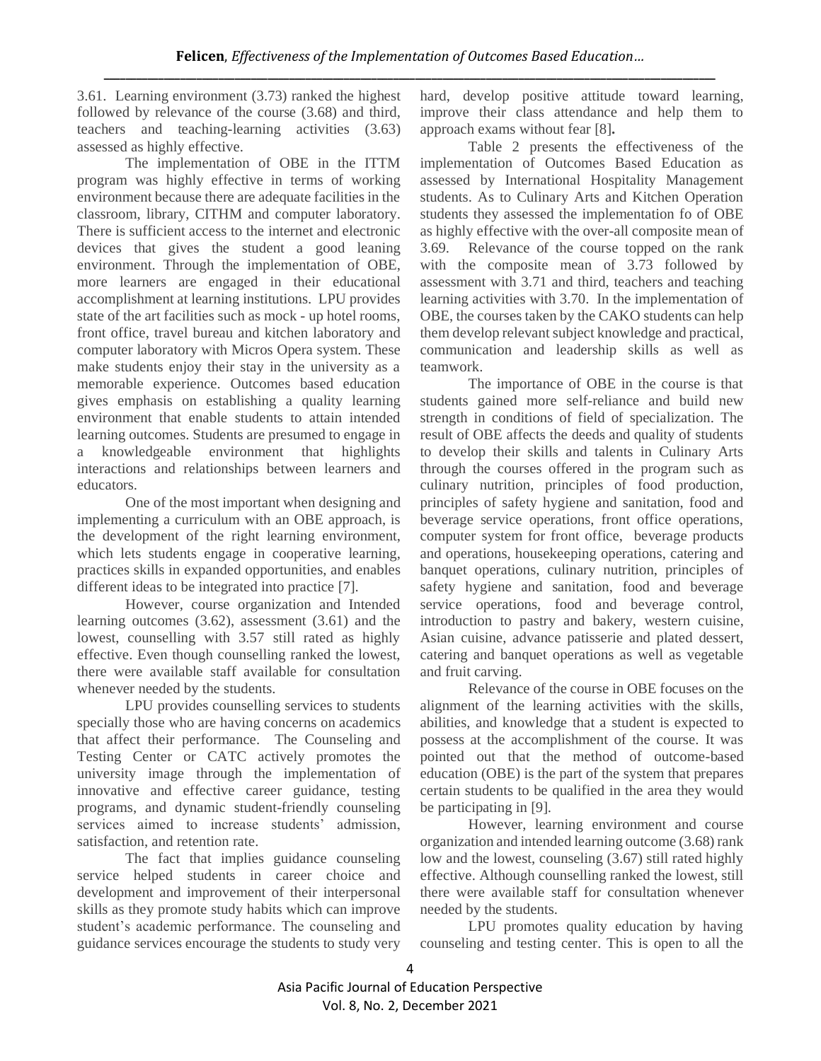3.61. Learning environment (3.73) ranked the highest followed by relevance of the course (3.68) and third, teachers and teaching-learning activities (3.63) assessed as highly effective.

The implementation of OBE in the ITTM program was highly effective in terms of working environment because there are adequate facilities in the classroom, library, CITHM and computer laboratory. There is sufficient access to the internet and electronic devices that gives the student a good leaning environment. Through the implementation of OBE, more learners are engaged in their educational accomplishment at learning institutions. LPU provides state of the art facilities such as mock - up hotel rooms, front office, travel bureau and kitchen laboratory and computer laboratory with Micros Opera system. These make students enjoy their stay in the university as a memorable experience. Outcomes based education gives emphasis on establishing a quality learning environment that enable students to attain intended learning outcomes. Students are presumed to engage in a knowledgeable environment that highlights interactions and relationships between learners and educators.

One of the most important when designing and implementing a curriculum with an OBE approach, is the development of the right learning environment, which lets students engage in cooperative learning, practices skills in expanded opportunities, and enables different ideas to be integrated into practice [7].

However, course organization and Intended learning outcomes (3.62), assessment (3.61) and the lowest, counselling with 3.57 still rated as highly effective. Even though counselling ranked the lowest, there were available staff available for consultation whenever needed by the students.

LPU provides counselling services to students specially those who are having concerns on academics that affect their performance. The Counseling and Testing Center or CATC actively promotes the university image through the implementation of innovative and effective career guidance, testing programs, and dynamic student-friendly counseling services aimed to increase students' admission, satisfaction, and retention rate.

The fact that implies guidance counseling service helped students in career choice and development and improvement of their interpersonal skills as they promote study habits which can improve student's academic performance. The counseling and guidance services encourage the students to study very hard, develop positive attitude toward learning, improve their class attendance and help them to approach exams without fear [8]**.**

Table 2 presents the effectiveness of the implementation of Outcomes Based Education as assessed by International Hospitality Management students. As to Culinary Arts and Kitchen Operation students they assessed the implementation fo of OBE as highly effective with the over-all composite mean of 3.69. Relevance of the course topped on the rank with the composite mean of 3.73 followed by assessment with 3.71 and third, teachers and teaching learning activities with 3.70. In the implementation of OBE, the courses taken by the CAKO students can help them develop relevant subject knowledge and practical, communication and leadership skills as well as teamwork.

The importance of OBE in the course is that students gained more self-reliance and build new strength in conditions of field of specialization. The result of OBE affects the deeds and quality of students to develop their skills and talents in Culinary Arts through the courses offered in the program such as culinary nutrition, principles of food production, principles of safety hygiene and sanitation, food and beverage service operations, front office operations, computer system for front office, beverage products and operations, housekeeping operations, catering and banquet operations, culinary nutrition, principles of safety hygiene and sanitation, food and beverage service operations, food and beverage control, introduction to pastry and bakery, western cuisine, Asian cuisine, advance patisserie and plated dessert, catering and banquet operations as well as vegetable and fruit carving.

Relevance of the course in OBE focuses on the alignment of the learning activities with the skills, abilities, and knowledge that a student is expected to possess at the accomplishment of the course. It was pointed out that the method of outcome-based education (OBE) is the part of the system that prepares certain students to be qualified in the area they would be participating in [9].

However, learning environment and course organization and intended learning outcome (3.68) rank low and the lowest, counseling (3.67) still rated highly effective. Although counselling ranked the lowest, still there were available staff for consultation whenever needed by the students.

LPU promotes quality education by having counseling and testing center. This is open to all the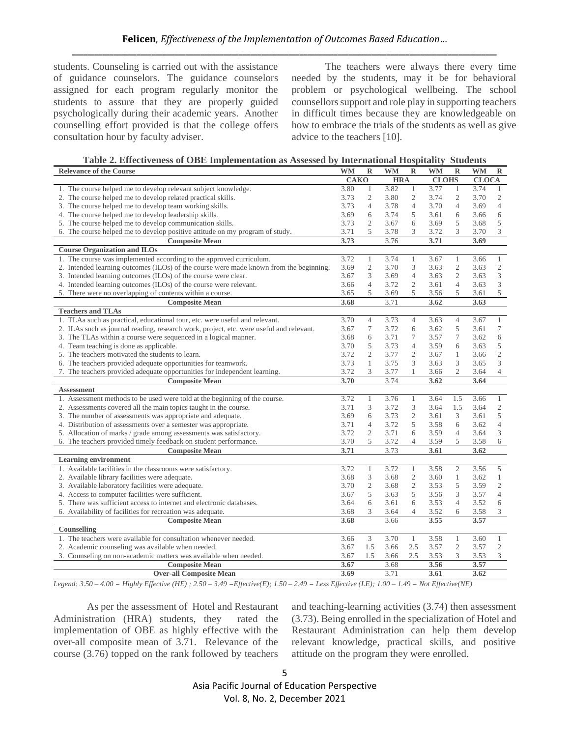students. Counseling is carried out with the assistance of guidance counselors. The guidance counselors assigned for each program regularly monitor the students to assure that they are properly guided psychologically during their academic years. Another counselling effort provided is that the college offers consultation hour by faculty adviser.

The teachers were always there every time needed by the students, may it be for behavioral problem or psychological wellbeing. The school counsellors support and role play in supporting teachers in difficult times because they are knowledgeable on how to embrace the trials of the students as well as give advice to the teachers [10].

**Table 2. Effectiveness of OBE Implementation as Assessed by International Hospitality Students**

| Relevance of the Course | WM | R | WM | R | WM | R | WM | R |
|---|---|---|---|---|---|---|---|---|
| | CAKO | | HRA | | CLOHS | | CLOCA | |
| 1. The course helped me to develop relevant subject knowledge. | 3.80 | 1 | 3.82 | 1 | 3.77 | 1 | 3.74 | 1 |
| 2. The course helped me to develop related practical skills. | 3.73 | 2 | 3.80 | 2 | 3.74 | 2 | 3.70 | 2 |
| 3. The course helped me to develop team working skills. | 3.73 | 4 | 3.78 | 4 | 3.70 | 4 | 3.69 | 4 |
| 4. The course helped me to develop leadership skills. | 3.69 | 6 | 3.74 | 5 | 3.61 | 6 | 3.66 | 6 |
| 5. The course helped me to develop communication skills. | 3.73 | 2 | 3.67 | 6 | 3.69 | 5 | 3.68 | 5 |
| 6. The course helped me to develop positive attitude on my program of study. | 3.71 | 5 | 3.78 | 3 | 3.72 | 3 | 3.70 | 3 |
| **Composite Mean** | **3.73** | | 3.76 | | **3.71** | | **3.69** | |
| **Course Organization and ILOs** | | | | | | | | |
| 1. The course was implemented according to the approved curriculum. | 3.72 | 1 | 3.74 | 1 | 3.67 | 1 | 3.66 | 1 |
| 2. Intended learning outcomes (ILOs) of the course were made known from the beginning. | 3.69 | 2 | 3.70 | 3 | 3.63 | 2 | 3.63 | 2 |
| 3. Intended learning outcomes (ILOs) of the course were clear. | 3.67 | 3 | 3.69 | 4 | 3.63 | 2 | 3.63 | 3 |
| 4. Intended learning outcomes (ILOs) of the course were relevant. | 3.66 | 4 | 3.72 | 2 | 3.61 | 4 | 3.63 | 3 |
| 5. There were no overlapping of contents within a course. | 3.65 | 5 | 3.69 | 5 | 3.56 | 5 | 3.61 | 5 |
| **Composite Mean** | **3.68** | | 3.71 | | **3.62** | | **3.63** | |
| **Teachers and TLAs** | | | | | | | | |
| 1. TLAa such as practical, educational tour, etc. were useful and relevant. | 3.70 | 4 | 3.73 | 4 | 3.63 | 4 | 3.67 | 1 |
| 2. ILAs such as journal reading, research work, project, etc. were useful and relevant. | 3.67 | 7 | 3.72 | 6 | 3.62 | 5 | 3.61 | 7 |
| 3. The TLAs within a course were sequenced in a logical manner. | 3.68 | 6 | 3.71 | 7 | 3.57 | 7 | 3.62 | 6 |
| 4. Team teaching is done as applicable. | 3.70 | 5 | 3.73 | 4 | 3.59 | 6 | 3.63 | 5 |
| 5. The teachers motivated the students to learn. | 3.72 | 2 | 3.77 | 2 | 3.67 | 1 | 3.66 | 2 |
| 6. The teachers provided adequate opportunities for teamwork. | 3.73 | 1 | 3.75 | 3 | 3.63 | 3 | 3.65 | 3 |
| 7. The teachers provided adequate opportunities for independent learning. | 3.72 | 3 | 3.77 | 1 | 3.66 | 2 | 3.64 | 4 |
| **Composite Mean** | **3.70** | | 3.74 | | **3.62** | | **3.64** | |
| **Assessment** | | | | | | | | |
| 1. Assessment methods to be used were told at the beginning of the course. | 3.72 | 1 | 3.76 | 1 | 3.64 | 1.5 | 3.66 | 1 |
| 2. Assessments covered all the main topics taught in the course. | 3.71 | 3 | 3.72 | 3 | 3.64 | 1.5 | 3.64 | 2 |
| 3. The number of assessments was appropriate and adequate. | 3.69 | 6 | 3.73 | 2 | 3.61 | 3 | 3.61 | 5 |
| 4. Distribution of assessments over a semester was appropriate. | 3.71 | 4 | 3.72 | 5 | 3.58 | 6 | 3.62 | 4 |
| 5. Allocation of marks / grade among assessments was satisfactory. | 3.72 | 2 | 3.71 | 6 | 3.59 | 4 | 3.64 | 3 |
| 6. The teachers provided timely feedback on student performance. | 3.70 | 5 | 3.72 | 4 | 3.59 | 5 | 3.58 | 6 |
| **Composite Mean** | **3.71** | | 3.73 | | **3.61** | | **3.62** | |
| **Learning environment** | | | | | | | | |
| 1. Available facilities in the classrooms were satisfactory. | 3.72 | 1 | 3.72 | 1 | 3.58 | 2 | 3.56 | 5 |
| 2. Available library facilities were adequate. | 3.68 | 3 | 3.68 | 2 | 3.60 | 1 | 3.62 | 1 |
| 3. Available laboratory facilities were adequate. | 3.70 | 2 | 3.68 | 2 | 3.53 | 5 | 3.59 | 2 |
| 4. Access to computer facilities were sufficient. | 3.67 | 5 | 3.63 | 5 | 3.56 | 3 | 3.57 | 4 |
| 5. There was sufficient access to internet and electronic databases. | 3.64 | 6 | 3.61 | 6 | 3.53 | 4 | 3.52 | 6 |
| 6. Availability of facilities for recreation was adequate. | 3.68 | 3 | 3.64 | 4 | 3.52 | 6 | 3.58 | 3 |
| **Composite Mean** | **3.68** | | 3.66 | | **3.55** | | **3.57** | |
| **Counselling** | | | | | | | | |
| 1. The teachers were available for consultation whenever needed. | 3.66 | 3 | 3.70 | 1 | 3.58 | 1 | 3.60 | 1 |
| 2. Academic counseling was available when needed. | 3.67 | 1.5 | 3.66 | 2.5 | 3.57 | 2 | 3.57 | 2 |
| 3. Counseling on non-academic matters was available when needed. | 3.67 | 1.5 | 3.66 | 2.5 | 3.53 | 3 | 3.53 | 3 |
| **Composite Mean** | **3.67** | | 3.68 | | **3.56** | | **3.57** | |
| **Over-all Composite Mean** | **3.69** | | 3.71 | | **3.61** | | **3.62** | |

*Legend: 3.50 – 4.00 = Highly Effective (HE) ; 2.50 – 3.49 =Effective(E); 1.50 – 2.49 = Less Effective (LE); 1.00 – 1.49 = Not Effective(NE)*

As per the assessment of Hotel and Restaurant Administration (HRA) students, they rated the implementation of OBE as highly effective with the over-all composite mean of 3.71. Relevance of the course (3.76) topped on the rank followed by teachers and teaching-learning activities (3.74) then assessment (3.73). Being enrolled in the specialization of Hotel and Restaurant Administration can help them develop relevant knowledge, practical skills, and positive attitude on the program they were enrolled.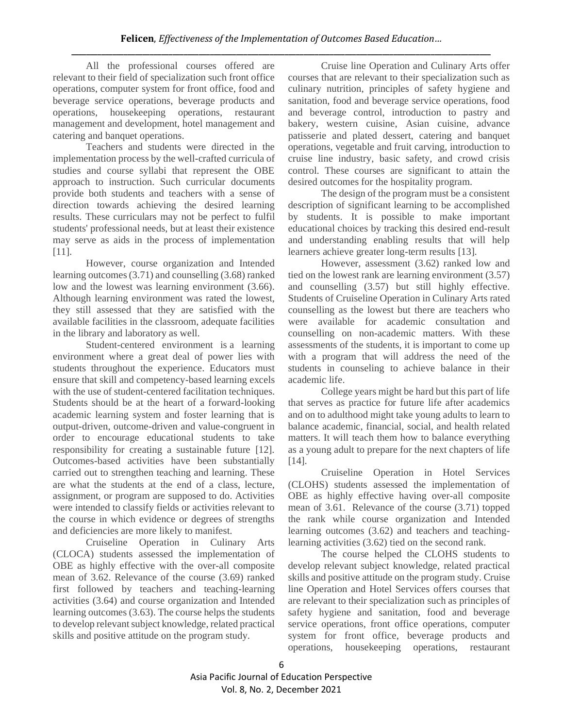All the professional courses offered are relevant to their field of specialization such front office operations, computer system for front office, food and beverage service operations, beverage products and operations, housekeeping operations, restaurant management and development, hotel management and catering and banquet operations.

Teachers and students were directed in the implementation process by the well-crafted curricula of studies and course syllabi that represent the OBE approach to instruction. Such curricular documents provide both students and teachers with a sense of direction towards achieving the desired learning results. These curriculars may not be perfect to fulfil students' professional needs, but at least their existence may serve as aids in the process of implementation [11].

However, course organization and Intended learning outcomes (3.71) and counselling (3.68) ranked low and the lowest was learning environment (3.66). Although learning environment was rated the lowest, they still assessed that they are satisfied with the available facilities in the classroom, adequate facilities in the library and laboratory as well.

Student-centered environment is a learning environment where a great deal of power lies with students throughout the experience. Educators must ensure that skill and competency-based learning excels with the use of student-centered facilitation techniques. Students should be at the heart of a forward-looking academic learning system and foster learning that is output-driven, outcome-driven and value-congruent in order to encourage educational students to take responsibility for creating a sustainable future [12]. Outcomes-based activities have been substantially carried out to strengthen teaching and learning. These are what the students at the end of a class, lecture, assignment, or program are supposed to do. Activities were intended to classify fields or activities relevant to the course in which evidence or degrees of strengths and deficiencies are more likely to manifest.

Cruiseline Operation in Culinary Arts (CLOCA) students assessed the implementation of OBE as highly effective with the over-all composite mean of 3.62. Relevance of the course (3.69) ranked first followed by teachers and teaching-learning activities (3.64) and course organization and Intended learning outcomes (3.63). The course helps the students to develop relevant subject knowledge, related practical skills and positive attitude on the program study.

Cruise line Operation and Culinary Arts offer courses that are relevant to their specialization such as culinary nutrition, principles of safety hygiene and sanitation, food and beverage service operations, food and beverage control, introduction to pastry and bakery, western cuisine, Asian cuisine, advance patisserie and plated dessert, catering and banquet operations, vegetable and fruit carving, introduction to cruise line industry, basic safety, and crowd crisis control. These courses are significant to attain the desired outcomes for the hospitality program.

The design of the program must be a consistent description of significant learning to be accomplished by students. It is possible to make important educational choices by tracking this desired end-result and understanding enabling results that will help learners achieve greater long-term results [13].

However, assessment (3.62) ranked low and tied on the lowest rank are learning environment (3.57) and counselling (3.57) but still highly effective. Students of Cruiseline Operation in Culinary Arts rated counselling as the lowest but there are teachers who were available for academic consultation and counselling on non-academic matters. With these assessments of the students, it is important to come up with a program that will address the need of the students in counseling to achieve balance in their academic life.

College years might be hard but this part of life that serves as practice for future life after academics and on to adulthood might take young adults to learn to balance academic, financial, social, and health related matters. It will teach them how to balance everything as a young adult to prepare for the next chapters of life [14].

Cruiseline Operation in Hotel Services (CLOHS) students assessed the implementation of OBE as highly effective having over-all composite mean of 3.61. Relevance of the course (3.71) topped the rank while course organization and Intended learning outcomes (3.62) and teachers and teaching-learning activities (3.62) tied on the second rank.

The course helped the CLOHS students to develop relevant subject knowledge, related practical skills and positive attitude on the program study. Cruise line Operation and Hotel Services offers courses that are relevant to their specialization such as principles of safety hygiene and sanitation, food and beverage service operations, front office operations, computer system for front office, beverage products and operations, housekeeping operations, restaurant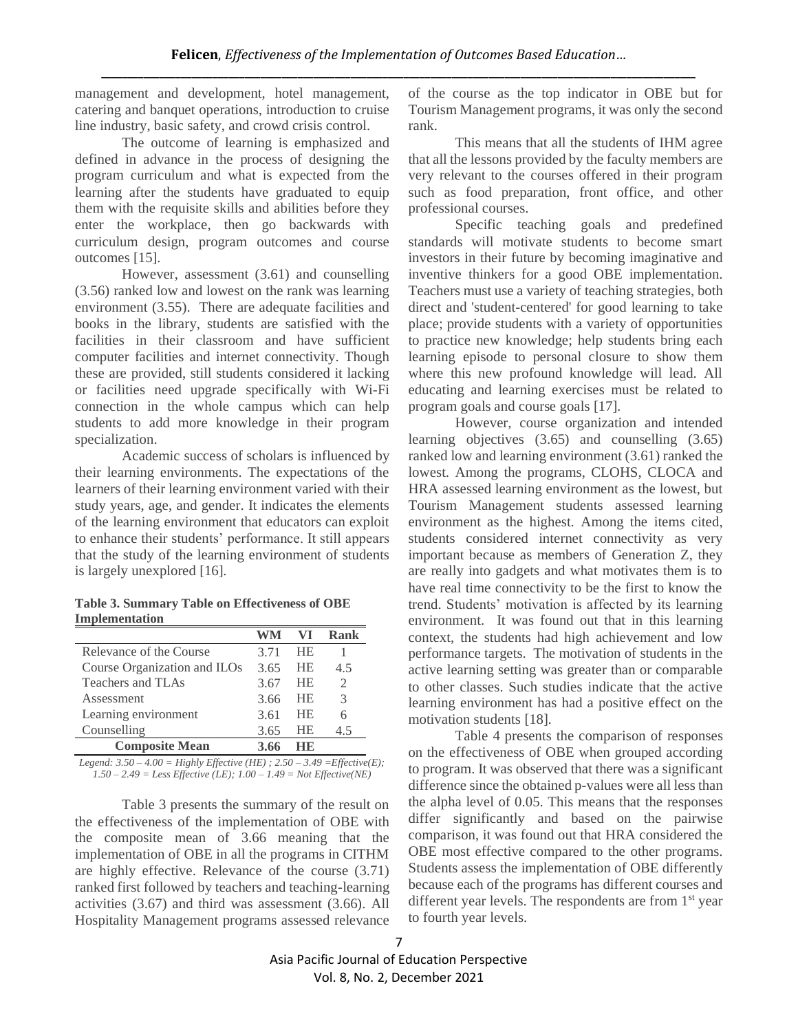management and development, hotel management, catering and banquet operations, introduction to cruise line industry, basic safety, and crowd crisis control.

The outcome of learning is emphasized and defined in advance in the process of designing the program curriculum and what is expected from the learning after the students have graduated to equip them with the requisite skills and abilities before they enter the workplace, then go backwards with curriculum design, program outcomes and course outcomes [15].

However, assessment (3.61) and counselling (3.56) ranked low and lowest on the rank was learning environment (3.55). There are adequate facilities and books in the library, students are satisfied with the facilities in their classroom and have sufficient computer facilities and internet connectivity. Though these are provided, still students considered it lacking or facilities need upgrade specifically with Wi-Fi connection in the whole campus which can help students to add more knowledge in their program specialization.

Academic success of scholars is influenced by their learning environments. The expectations of the learners of their learning environment varied with their study years, age, and gender. It indicates the elements of the learning environment that educators can exploit to enhance their students' performance. It still appears that the study of the learning environment of students is largely unexplored [16].

**Table 3. Summary Table on Effectiveness of OBE Implementation**

| | WM | VI | Rank |
|---|---|---|---|
| Relevance of the Course | 3.71 | HE | 1 |
| Course Organization and ILOs | 3.65 | HE | 4.5 |
| Teachers and TLAs | 3.67 | HE | 2 |
| Assessment | 3.66 | HE | 3 |
| Learning environment | 3.61 | HE | 6 |
| Counselling | 3.65 | HE | 4.5 |
| **Composite Mean** | **3.66** | **HE** | |

*Legend: 3.50 – 4.00 = Highly Effective (HE) ; 2.50 – 3.49 =Effective(E); 1.50 – 2.49 = Less Effective (LE); 1.00 – 1.49 = Not Effective(NE)*

Table 3 presents the summary of the result on the effectiveness of the implementation of OBE with the composite mean of 3.66 meaning that the implementation of OBE in all the programs in CITHM are highly effective. Relevance of the course (3.71) ranked first followed by teachers and teaching-learning activities (3.67) and third was assessment (3.66). All Hospitality Management programs assessed relevance of the course as the top indicator in OBE but for Tourism Management programs, it was only the second rank.

This means that all the students of IHM agree that all the lessons provided by the faculty members are very relevant to the courses offered in their program such as food preparation, front office, and other professional courses.

Specific teaching goals and predefined standards will motivate students to become smart investors in their future by becoming imaginative and inventive thinkers for a good OBE implementation. Teachers must use a variety of teaching strategies, both direct and 'student-centered' for good learning to take place; provide students with a variety of opportunities to practice new knowledge; help students bring each learning episode to personal closure to show them where this new profound knowledge will lead. All educating and learning exercises must be related to program goals and course goals [17].

However, course organization and intended learning objectives (3.65) and counselling (3.65) ranked low and learning environment (3.61) ranked the lowest. Among the programs, CLOHS, CLOCA and HRA assessed learning environment as the lowest, but Tourism Management students assessed learning environment as the highest. Among the items cited, students considered internet connectivity as very important because as members of Generation Z, they are really into gadgets and what motivates them is to have real time connectivity to be the first to know the trend. Students' motivation is affected by its learning environment. It was found out that in this learning context, the students had high achievement and low performance targets. The motivation of students in the active learning setting was greater than or comparable to other classes. Such studies indicate that the active learning environment has had a positive effect on the motivation students [18].

Table 4 presents the comparison of responses on the effectiveness of OBE when grouped according to program. It was observed that there was a significant difference since the obtained p-values were all less than the alpha level of 0.05. This means that the responses differ significantly and based on the pairwise comparison, it was found out that HRA considered the OBE most effective compared to the other programs. Students assess the implementation of OBE differently because each of the programs has different courses and different year levels. The respondents are from 1st year to fourth year levels.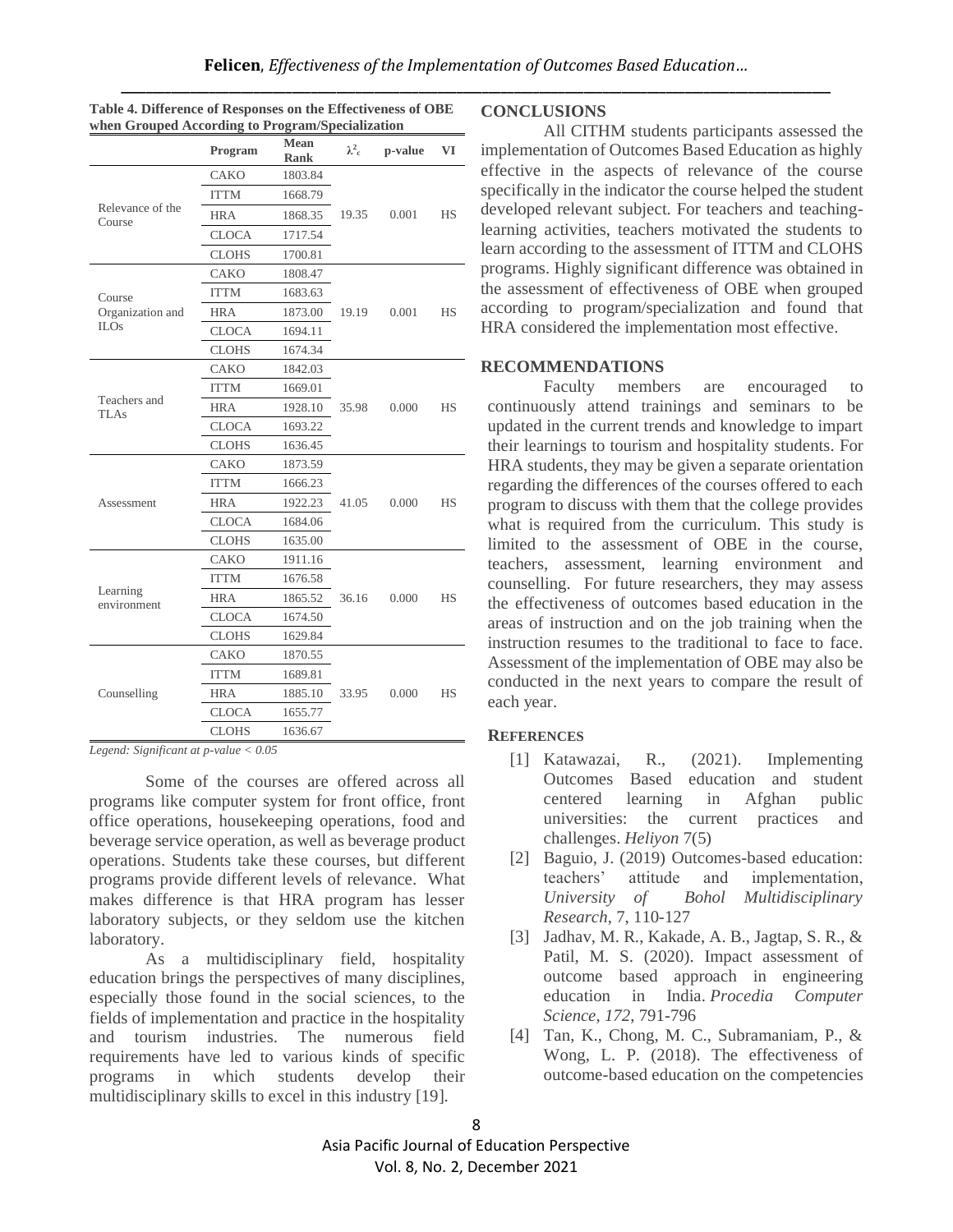**Table 4. Difference of Responses on the Effectiveness of OBE when Grouped According to Program/Specialization**

| | Program | Mean Rank | $\lambda^2_c$ | p-value | VI |
|---|---|---|---|---|---|
| Relevance of the Course | CAKO | 1803.84 | 19.35 | 0.001 | HS |
| | ITTM | 1668.79 | | | |
| | HRA | 1868.35 | | | |
| | CLOCA | 1717.54 | | | |
| | CLOHS | 1700.81 | | | |
| Course Organization and ILOs | CAKO | 1808.47 | 19.19 | 0.001 | HS |
| | ITTM | 1683.63 | | | |
| | HRA | 1873.00 | | | |
| | CLOCA | 1694.11 | | | |
| | CLOHS | 1674.34 | | | |
| Teachers and TLAs | CAKO | 1842.03 | 35.98 | 0.000 | HS |
| | ITTM | 1669.01 | | | |
| | HRA | 1928.10 | | | |
| | CLOCA | 1693.22 | | | |
| | CLOHS | 1636.45 | | | |
| Assessment | CAKO | 1873.59 | 41.05 | 0.000 | HS |
| | ITTM | 1666.23 | | | |
| | HRA | 1922.23 | | | |
| | CLOCA | 1684.06 | | | |
| | CLOHS | 1635.00 | | | |
| Learning environment | CAKO | 1911.16 | 36.16 | 0.000 | HS |
| | ITTM | 1676.58 | | | |
| | HRA | 1865.52 | | | |
| | CLOCA | 1674.50 | | | |
| | CLOHS | 1629.84 | | | |
| Counselling | CAKO | 1870.55 | 33.95 | 0.000 | HS |
| | ITTM | 1689.81 | | | |
| | HRA | 1885.10 | | | |
| | CLOCA | 1655.77 | | | |
| | CLOHS | 1636.67 | | | |

*Legend: Significant at p-value < 0.05*

Some of the courses are offered across all programs like computer system for front office, front office operations, housekeeping operations, food and beverage service operation, as well as beverage product operations. Students take these courses, but different programs provide different levels of relevance. What makes difference is that HRA program has lesser laboratory subjects, or they seldom use the kitchen laboratory.

As a multidisciplinary field, hospitality education brings the perspectives of many disciplines, especially those found in the social sciences, to the fields of implementation and practice in the hospitality and tourism industries. The numerous field requirements have led to various kinds of specific programs in which students develop their multidisciplinary skills to excel in this industry [19].

## CONCLUSIONS

All CITHM students participants assessed the implementation of Outcomes Based Education as highly effective in the aspects of relevance of the course specifically in the indicator the course helped the student developed relevant subject. For teachers and teaching-learning activities, teachers motivated the students to learn according to the assessment of ITTM and CLOHS programs. Highly significant difference was obtained in the assessment of effectiveness of OBE when grouped according to program/specialization and found that HRA considered the implementation most effective.

## RECOMMENDATIONS

Faculty members are encouraged to continuously attend trainings and seminars to be updated in the current trends and knowledge to impart their learnings to tourism and hospitality students. For HRA students, they may be given a separate orientation regarding the differences of the courses offered to each program to discuss with them that the college provides what is required from the curriculum. This study is limited to the assessment of OBE in the course, teachers, assessment, learning environment and counselling. For future researchers, they may assess the effectiveness of outcomes based education in the areas of instruction and on the job training when the instruction resumes to the traditional to face to face. Assessment of the implementation of OBE may also be conducted in the next years to compare the result of each year.

## REFERENCES

[1] Katawazai, R., (2021). Implementing Outcomes Based education and student centered learning in Afghan public universities: the current practices and challenges. *Heliyon* 7(5)

[2] Baguio, J. (2019) Outcomes-based education: teachers' attitude and implementation, *University of Bohol Multidisciplinary Research*, 7, 110-127

[3] Jadhav, M. R., Kakade, A. B., Jagtap, S. R., & Patil, M. S. (2020). Impact assessment of outcome based approach in engineering education in India. *Procedia Computer Science*, *172*, 791-796

[4] Tan, K., Chong, M. C., Subramaniam, P., & Wong, L. P. (2018). The effectiveness of outcome-based education on the competencies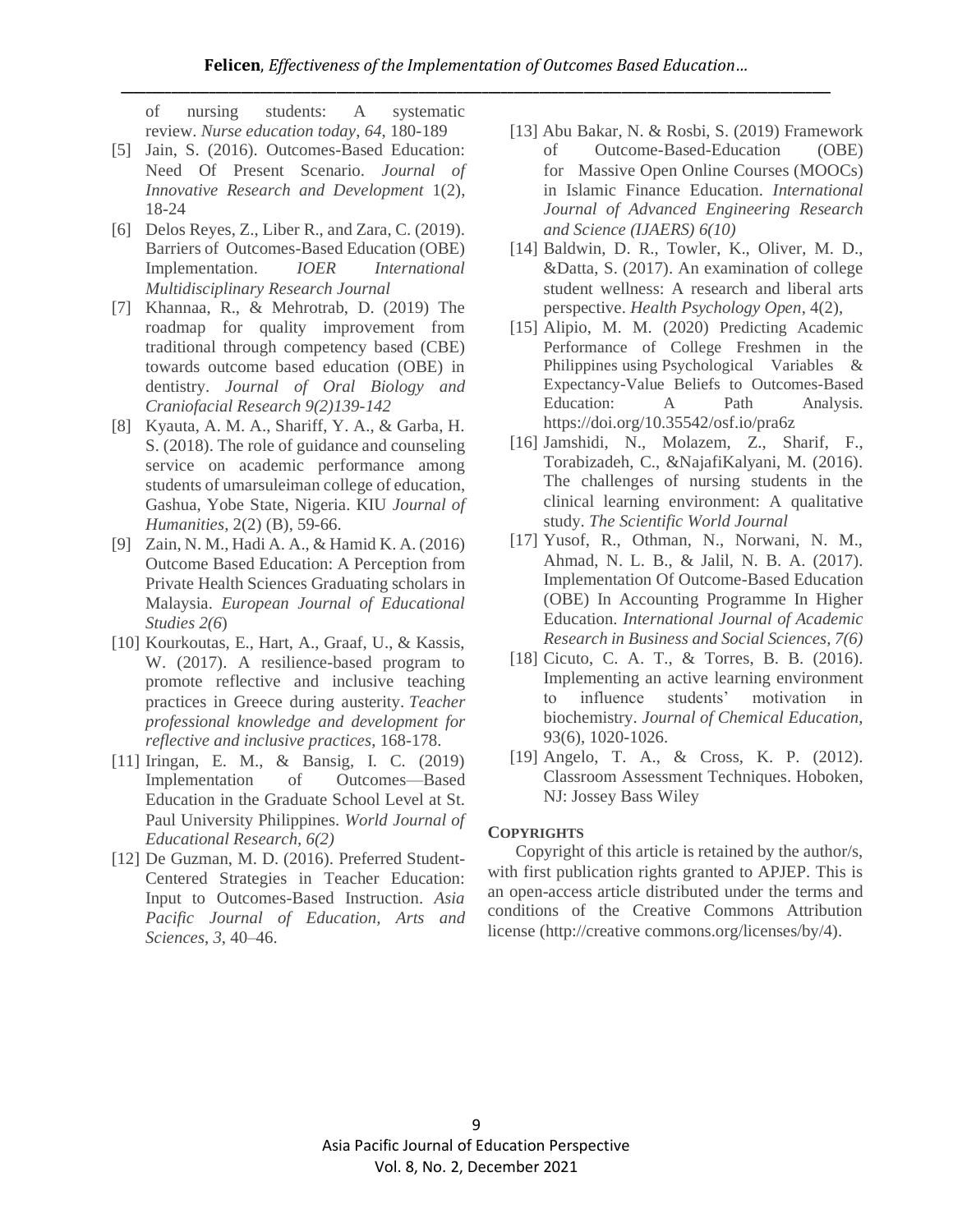of nursing students: A systematic review. *Nurse education today*, *64*, 180-189

[5] Jain, S. (2016). Outcomes-Based Education: Need Of Present Scenario. *Journal of Innovative Research and Development* 1(2), 18-24

[6] Delos Reyes, Z., Liber R., and Zara, C. (2019). Barriers of Outcomes-Based Education (OBE) Implementation. *IOER International Multidisciplinary Research Journal*

[7] Khannaa, R., & Mehrotrab, D. (2019) The roadmap for quality improvement from traditional through competency based (CBE) towards outcome based education (OBE) in dentistry. *Journal of Oral Biology and Craniofacial Research 9(2)139-142*

[8] Kyauta, A. M. A., Shariff, Y. A., & Garba, H. S. (2018). The role of guidance and counseling service on academic performance among students of umarsuleiman college of education, Gashua, Yobe State, Nigeria. KIU *Journal of Humanities*, 2(2) (B), 59-66.

[9] Zain, N. M., Hadi A. A., & Hamid K. A. (2016) Outcome Based Education: A Perception from Private Health Sciences Graduating scholars in Malaysia. *European Journal of Educational Studies 2(6*)

[10] Kourkoutas, E., Hart, A., Graaf, U., & Kassis, W. (2017). A resilience-based program to promote reflective and inclusive teaching practices in Greece during austerity. *Teacher professional knowledge and development for reflective and inclusive practices*, 168-178.

[11] Iringan, E. M., & Bansig, I. C. (2019) Implementation of Outcomes—Based Education in the Graduate School Level at St. Paul University Philippines. *World Journal of Educational Research, 6(2)*

[12] De Guzman, M. D. (2016). Preferred Student-Centered Strategies in Teacher Education: Input to Outcomes-Based Instruction. *Asia Pacific Journal of Education, Arts and Sciences*, *3*, 40–46.

[13] Abu Bakar, N. & Rosbi, S. (2019) Framework of Outcome-Based-Education (OBE) for Massive Open Online Courses (MOOCs) in Islamic Finance Education. *International Journal of Advanced Engineering Research and Science (IJAERS) 6(10)*

[14] Baldwin, D. R., Towler, K., Oliver, M. D., &Datta, S. (2017). An examination of college student wellness: A research and liberal arts perspective. *Health Psychology Open*, 4(2),

[15] Alipio, M. M. (2020) Predicting Academic Performance of College Freshmen in the Philippines using Psychological Variables & Expectancy-Value Beliefs to Outcomes-Based Education: A Path Analysis. https://doi.org/10.35542/osf.io/pra6z

[16] Jamshidi, N., Molazem, Z., Sharif, F., Torabizadeh, C., &NajafiKalyani, M. (2016). The challenges of nursing students in the clinical learning environment: A qualitative study. *The Scientific World Journal*

[17] Yusof, R., Othman, N., Norwani, N. M., Ahmad, N. L. B., & Jalil, N. B. A. (2017). Implementation Of Outcome-Based Education (OBE) In Accounting Programme In Higher Education. *International Journal of Academic Research in Business and Social Sciences, 7(6)*

[18] Cicuto, C. A. T., & Torres, B. B. (2016). Implementing an active learning environment to influence students' motivation in biochemistry. *Journal of Chemical Education*, 93(6), 1020-1026.

[19] Angelo, T. A., & Cross, K. P. (2012). Classroom Assessment Techniques. Hoboken, NJ: Jossey Bass Wiley

## COPYRIGHTS

Copyright of this article is retained by the author/s, with first publication rights granted to APJEP. This is an open-access article distributed under the terms and conditions of the Creative Commons Attribution license (http://creative commons.org/licenses/by/4).